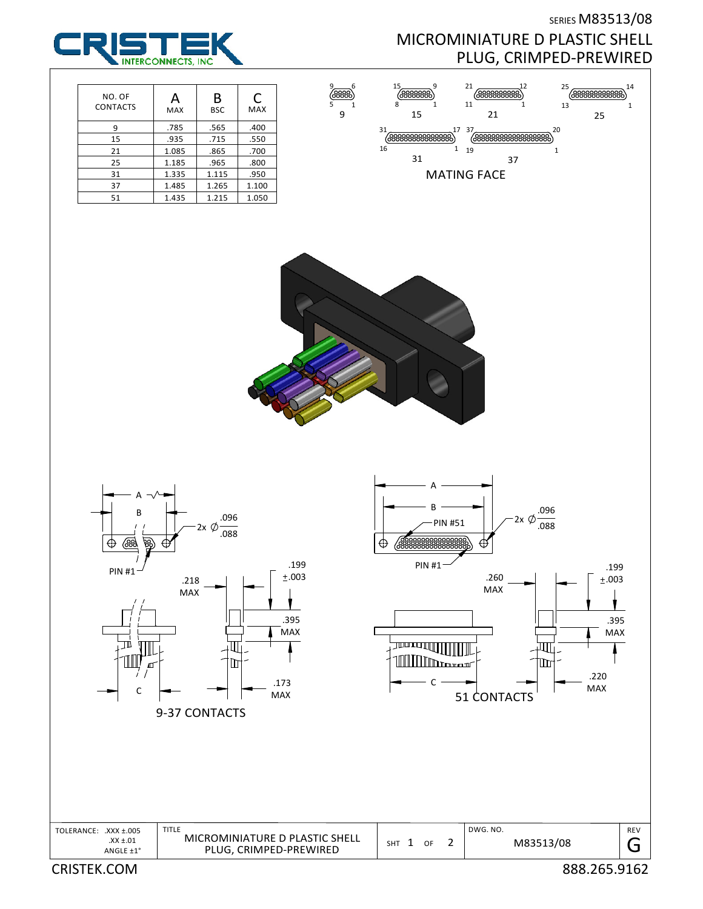SERIES M83513/08

# MICROMINIATURE D PLASTIC SHELL PLUG, CRIMPED-PREWIRED

| NO. OF CONTACTS | A MAX | B BSC | C MAX |
|---|---|---|---|
| 9 | .785 | .565 | .400 |
| 15 | .935 | .715 | .550 |
| 21 | 1.085 | .865 | .700 |
| 25 | 1.185 | .965 | .800 |
| 31 | 1.335 | 1.115 | .950 |
| 37 | 1.485 | 1.265 | 1.100 |
| 51 | 1.435 | 1.215 | 1.050 |

9 6 5 1
9

15 9 8 1
15

21 12 11 1
21

25 14 13 1
25

31 17 16 1
31

37 20 19 1
37

MATING FACE

A
B
2x ∅ .096 .088
PIN #1
.218 MAX
.199 ±.003
.395 MAX
C
.173 MAX

9-37 CONTACTS

A
B
PIN #51
2x ∅ .096 .088
PIN #1
.260 MAX
.199 ±.003
.395 MAX
C
.220 MAX

51 CONTACTS

| TOLERANCE: .XXX ±.005 .XX ±.01 ANGLE ±1° | TITLE MICROMINIATURE D PLASTIC SHELL PLUG, CRIMPED-PREWIRED | SHT 1 OF 2 | DWG. NO. M83513/08 | REV G |
|---|---|---|---|---|

CRISTEK.COM
888.265.9162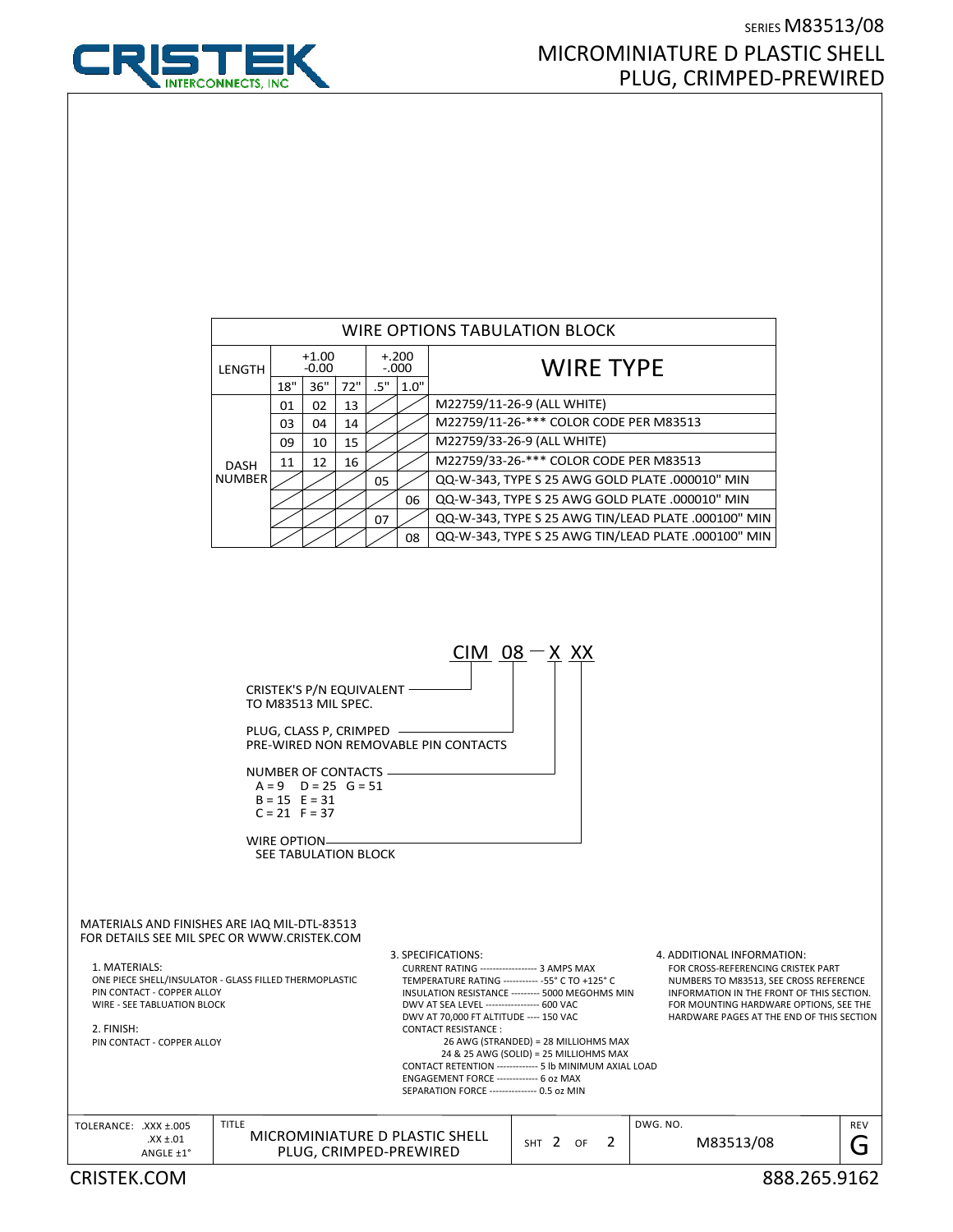# SERIES M83513/08
## MICROMINIATURE D PLASTIC SHELL PLUG, CRIMPED-PREWIRED

**WIRE OPTIONS TABULATION BLOCK**

| LENGTH | +1.00 -0.00 | | | +.200 -.000 | | WIRE TYPE |
|---|---|---|---|---|---|---|
| | 18" | 36" | 72" | .5" | 1.0" | |
| DASH NUMBER | 01 | 02 | 13 | | | M22759/11-26-9 (ALL WHITE) |
| | 03 | 04 | 14 | | | M22759/11-26-*** COLOR CODE PER M83513 |
| | 09 | 10 | 15 | | | M22759/33-26-9 (ALL WHITE) |
| | 11 | 12 | 16 | | | M22759/33-26-*** COLOR CODE PER M83513 |
| | | | | 05 | | QQ-W-343, TYPE S 25 AWG GOLD PLATE .000010" MIN |
| | | | | | 06 | QQ-W-343, TYPE S 25 AWG GOLD PLATE .000010" MIN |
| | | | | 07 | | QQ-W-343, TYPE S 25 AWG TIN/LEAD PLATE .000100" MIN |
| | | | | | 08 | QQ-W-343, TYPE S 25 AWG TIN/LEAD PLATE .000100" MIN |

**CIM 08 – X XX**

- CIM: CRISTEK'S P/N EQUIVALENT TO M83513 MIL SPEC.
- 08: PLUG, CLASS P, CRIMPED PRE-WIRED NON REMOVABLE PIN CONTACTS
- X: NUMBER OF CONTACTS
  - A = 9 D = 25 G = 51
  - B = 15 E = 31
  - C = 21 F = 37
- XX: WIRE OPTION
  - SEE TABULATION BLOCK

MATERIALS AND FINISHES ARE IAQ MIL-DTL-83513
FOR DETAILS SEE MIL SPEC OR WWW.CRISTEK.COM

1. MATERIALS:
   ONE PIECE SHELL/INSULATOR - GLASS FILLED THERMOPLASTIC
   PIN CONTACT - COPPER ALLOY
   WIRE - SEE TABLUATION BLOCK

2. FINISH:
   PIN CONTACT - COPPER ALLOY

3. SPECIFICATIONS:
   CURRENT RATING ------------------ 3 AMPS MAX
   TEMPERATURE RATING ----------- -55° C TO +125° C
   INSULATION RESISTANCE --------- 5000 MEGOHMS MIN
   DWV AT SEA LEVEL ----------------- 600 VAC
   DWV AT 70,000 FT ALTITUDE ---- 150 VAC
   CONTACT RESISTANCE :
   26 AWG (STRANDED) = 28 MILLIOHMS MAX
   24 & 25 AWG (SOLID) = 25 MILLIOHMS MAX
   CONTACT RETENTION ------------- 5 lb MINIMUM AXIAL LOAD
   ENGAGEMENT FORCE ------------- 6 oz MAX
   SEPARATION FORCE --------------- 0.5 oz MIN

4. ADDITIONAL INFORMATION:
   FOR CROSS-REFERENCING CRISTEK PART NUMBERS TO M83513, SEE CROSS REFERENCE INFORMATION IN THE FRONT OF THIS SECTION. FOR MOUNTING HARDWARE OPTIONS, SEE THE HARDWARE PAGES AT THE END OF THIS SECTION

| TOLERANCE | TITLE | SHT | DWG. NO. | REV |
|---|---|---|---|---|
| .XXX ±.005<br>.XX ±.01<br>ANGLE ±1° | MICROMINIATURE D PLASTIC SHELL PLUG, CRIMPED-PREWIRED | 2 OF 2 | M83513/08 | G |

CRISTEK.COM 888.265.9162